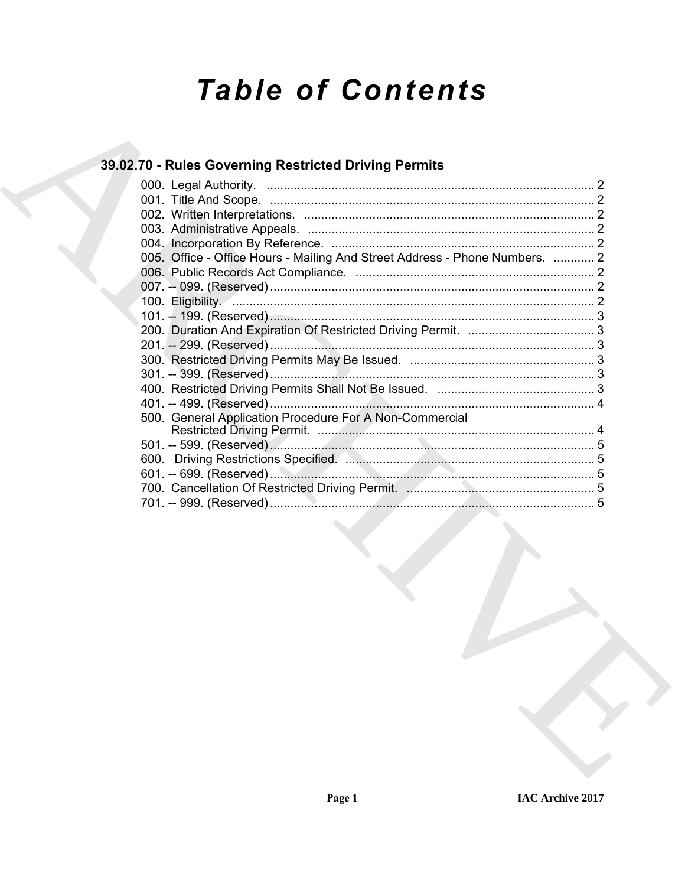# Table of Contents

## 39.02.70 - Rules Governing Restricted Driving Permits

000. Legal Authority. ................................................................................................ 2
001. Title And Scope. ................................................................................................ 2
002. Written Interpretations. ...................................................................................... 2
003. Administrative Appeals. ..................................................................................... 2
004. Incorporation By Reference. .............................................................................. 2
005. Office - Office Hours - Mailing And Street Address - Phone Numbers. ............ 2
006. Public Records Act Compliance. ....................................................................... 2
007. -- 099. (Reserved) ............................................................................................... 2
100. Eligibility. ........................................................................................................... 2
101. -- 199. (Reserved) ............................................................................................... 3
200. Duration And Expiration Of Restricted Driving Permit. ...................................... 3
201. -- 299. (Reserved) ............................................................................................... 3
300. Restricted Driving Permits May Be Issued. ....................................................... 3
301. -- 399. (Reserved) ............................................................................................... 3
400. Restricted Driving Permits Shall Not Be Issued. ............................................... 3
401. -- 499. (Reserved) ............................................................................................... 4
500. General Application Procedure For A Non-Commercial Restricted Driving Permit. ................................................................................. 4
501. -- 599. (Reserved) ............................................................................................... 5
600. Driving Restrictions Specified. .......................................................................... 5
601. -- 699. (Reserved) ............................................................................................... 5
700. Cancellation Of Restricted Driving Permit. ........................................................ 5
701. -- 999. (Reserved) ............................................................................................... 5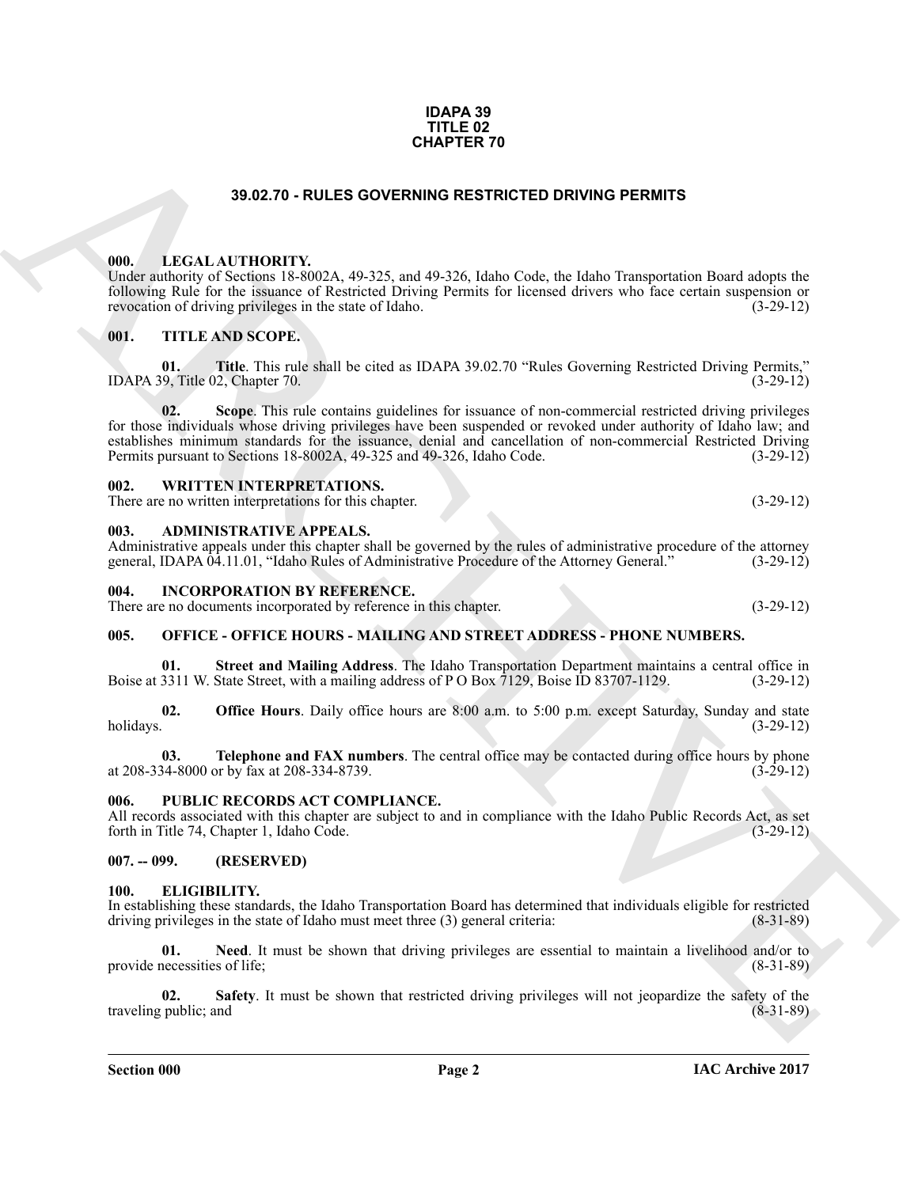**IDAPA 39**
**TITLE 02**
**CHAPTER 70**

# 39.02.70 - RULES GOVERNING RESTRICTED DRIVING PERMITS

## 000. LEGAL AUTHORITY.

Under authority of Sections 18-8002A, 49-325, and 49-326, Idaho Code, the Idaho Transportation Board adopts the following Rule for the issuance of Restricted Driving Permits for licensed drivers who face certain suspension or revocation of driving privileges in the state of Idaho. (3-29-12)

## 001. TITLE AND SCOPE.

**01. Title**. This rule shall be cited as IDAPA 39.02.70 "Rules Governing Restricted Driving Permits," IDAPA 39, Title 02, Chapter 70. (3-29-12)

**02. Scope**. This rule contains guidelines for issuance of non-commercial restricted driving privileges for those individuals whose driving privileges have been suspended or revoked under authority of Idaho law; and establishes minimum standards for the issuance, denial and cancellation of non-commercial Restricted Driving Permits pursuant to Sections 18-8002A, 49-325 and 49-326, Idaho Code. (3-29-12)

## 002. WRITTEN INTERPRETATIONS.

There are no written interpretations for this chapter. (3-29-12)

## 003. ADMINISTRATIVE APPEALS.

Administrative appeals under this chapter shall be governed by the rules of administrative procedure of the attorney general, IDAPA 04.11.01, "Idaho Rules of Administrative Procedure of the Attorney General." (3-29-12)

## 004. INCORPORATION BY REFERENCE.

There are no documents incorporated by reference in this chapter. (3-29-12)

## 005. OFFICE - OFFICE HOURS - MAILING AND STREET ADDRESS - PHONE NUMBERS.

**01. Street and Mailing Address**. The Idaho Transportation Department maintains a central office in Boise at 3311 W. State Street, with a mailing address of P O Box 7129, Boise ID 83707-1129. (3-29-12)

**02. Office Hours**. Daily office hours are 8:00 a.m. to 5:00 p.m. except Saturday, Sunday and state holidays. (3-29-12)

**03. Telephone and FAX numbers**. The central office may be contacted during office hours by phone at 208-334-8000 or by fax at 208-334-8739. (3-29-12)

## 006. PUBLIC RECORDS ACT COMPLIANCE.

All records associated with this chapter are subject to and in compliance with the Idaho Public Records Act, as set forth in Title 74, Chapter 1, Idaho Code. (3-29-12)

## 007. -- 099. (RESERVED)

## 100. ELIGIBILITY.

In establishing these standards, the Idaho Transportation Board has determined that individuals eligible for restricted driving privileges in the state of Idaho must meet three (3) general criteria: (8-31-89)

**01. Need**. It must be shown that driving privileges are essential to maintain a livelihood and/or to provide necessities of life; (8-31-89)

**02. Safety**. It must be shown that restricted driving privileges will not jeopardize the safety of the traveling public; and (8-31-89)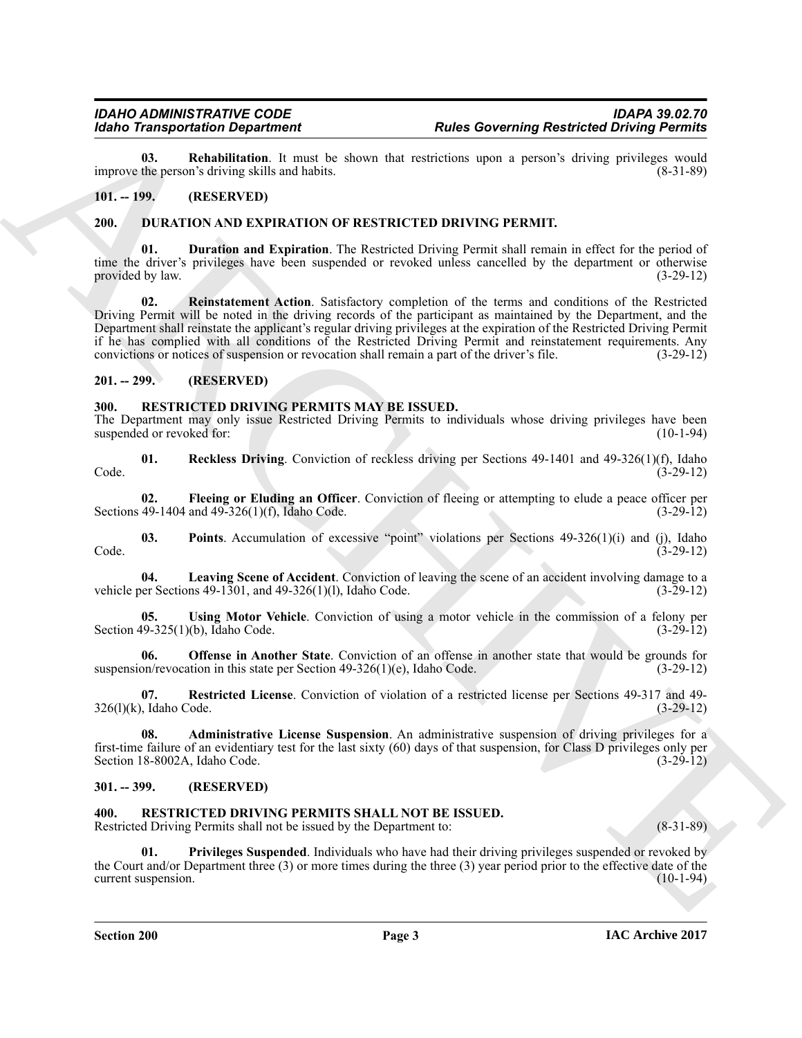**03. Rehabilitation**. It must be shown that restrictions upon a person's driving privileges would improve the person's driving skills and habits. (8-31-89)

## 101. -- 199. (RESERVED)

## 200. DURATION AND EXPIRATION OF RESTRICTED DRIVING PERMIT.

**01. Duration and Expiration**. The Restricted Driving Permit shall remain in effect for the period of time the driver's privileges have been suspended or revoked unless cancelled by the department or otherwise provided by law. (3-29-12)

**02. Reinstatement Action**. Satisfactory completion of the terms and conditions of the Restricted Driving Permit will be noted in the driving records of the participant as maintained by the Department, and the Department shall reinstate the applicant's regular driving privileges at the expiration of the Restricted Driving Permit if he has complied with all conditions of the Restricted Driving Permit and reinstatement requirements. Any convictions or notices of suspension or revocation shall remain a part of the driver's file. (3-29-12)

## 201. -- 299. (RESERVED)

## 300. RESTRICTED DRIVING PERMITS MAY BE ISSUED.

The Department may only issue Restricted Driving Permits to individuals whose driving privileges have been suspended or revoked for: (10-1-94)

**01. Reckless Driving**. Conviction of reckless driving per Sections 49-1401 and 49-326(1)(f), Idaho Code. (3-29-12)

**02. Fleeing or Eluding an Officer**. Conviction of fleeing or attempting to elude a peace officer per Sections 49-1404 and 49-326(1)(f), Idaho Code. (3-29-12)

**03. Points**. Accumulation of excessive "point" violations per Sections 49-326(1)(i) and (j), Idaho Code. (3-29-12)

**04. Leaving Scene of Accident**. Conviction of leaving the scene of an accident involving damage to a vehicle per Sections 49-1301, and 49-326(1)(l), Idaho Code. (3-29-12)

**05. Using Motor Vehicle**. Conviction of using a motor vehicle in the commission of a felony per Section 49-325(1)(b), Idaho Code. (3-29-12)

**06. Offense in Another State**. Conviction of an offense in another state that would be grounds for suspension/revocation in this state per Section 49-326(1)(e), Idaho Code. (3-29-12)

**07. Restricted License**. Conviction of violation of a restricted license per Sections 49-317 and 49-326(l)(k), Idaho Code. (3-29-12)

**08. Administrative License Suspension**. An administrative suspension of driving privileges for a first-time failure of an evidentiary test for the last sixty (60) days of that suspension, for Class D privileges only per Section 18-8002A, Idaho Code. (3-29-12)

## 301. -- 399. (RESERVED)

## 400. RESTRICTED DRIVING PERMITS SHALL NOT BE ISSUED.

Restricted Driving Permits shall not be issued by the Department to: (8-31-89)

**01. Privileges Suspended**. Individuals who have had their driving privileges suspended or revoked by the Court and/or Department three (3) or more times during the three (3) year period prior to the effective date of the current suspension. (10-1-94)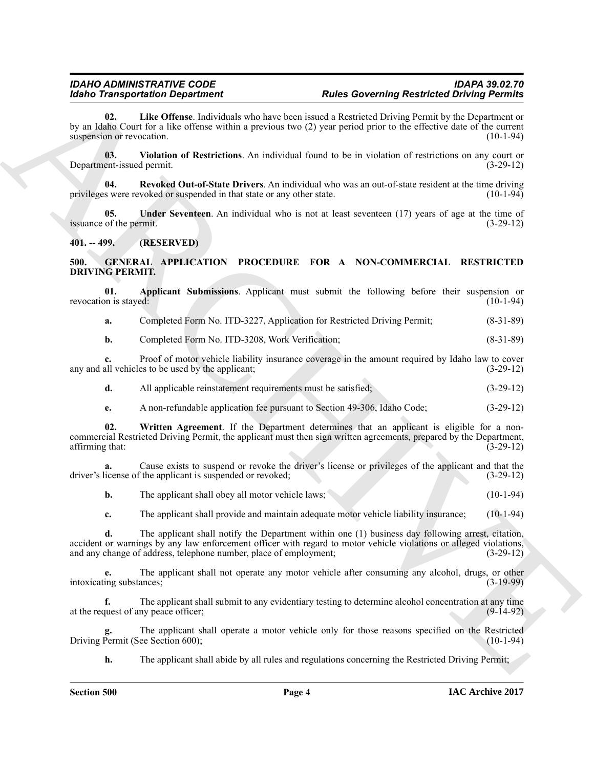**02. Like Offense**. Individuals who have been issued a Restricted Driving Permit by the Department or by an Idaho Court for a like offense within a previous two (2) year period prior to the effective date of the current suspension or revocation. (10-1-94)

**03. Violation of Restrictions**. An individual found to be in violation of restrictions on any court or Department-issued permit. (3-29-12)

**04. Revoked Out-of-State Drivers**. An individual who was an out-of-state resident at the time driving privileges were revoked or suspended in that state or any other state. (10-1-94)

**05. Under Seventeen**. An individual who is not at least seventeen (17) years of age at the time of issuance of the permit. (3-29-12)

**401. -- 499. (RESERVED)**

**500. GENERAL APPLICATION PROCEDURE FOR A NON-COMMERCIAL RESTRICTED DRIVING PERMIT.**

**01. Applicant Submissions**. Applicant must submit the following before their suspension or revocation is stayed: (10-1-94)

**a.** Completed Form No. ITD-3227, Application for Restricted Driving Permit; (8-31-89)

**b.** Completed Form No. ITD-3208, Work Verification; (8-31-89)

**c.** Proof of motor vehicle liability insurance coverage in the amount required by Idaho law to cover any and all vehicles to be used by the applicant; (3-29-12)

**d.** All applicable reinstatement requirements must be satisfied; (3-29-12)

**e.** A non-refundable application fee pursuant to Section 49-306, Idaho Code; (3-29-12)

**02. Written Agreement**. If the Department determines that an applicant is eligible for a non-commercial Restricted Driving Permit, the applicant must then sign written agreements, prepared by the Department, affirming that: (3-29-12)

**a.** Cause exists to suspend or revoke the driver's license or privileges of the applicant and that the driver's license of the applicant is suspended or revoked; (3-29-12)

**b.** The applicant shall obey all motor vehicle laws; (10-1-94)

**c.** The applicant shall provide and maintain adequate motor vehicle liability insurance; (10-1-94)

**d.** The applicant shall notify the Department within one (1) business day following arrest, citation, accident or warnings by any law enforcement officer with regard to motor vehicle violations or alleged violations, and any change of address, telephone number, place of employment; (3-29-12)

**e.** The applicant shall not operate any motor vehicle after consuming any alcohol, drugs, or other intoxicating substances; (3-19-99)

**f.** The applicant shall submit to any evidentiary testing to determine alcohol concentration at any time at the request of any peace officer; (9-14-92)

**g.** The applicant shall operate a motor vehicle only for those reasons specified on the Restricted Driving Permit (See Section 600); (10-1-94)

**h.** The applicant shall abide by all rules and regulations concerning the Restricted Driving Permit;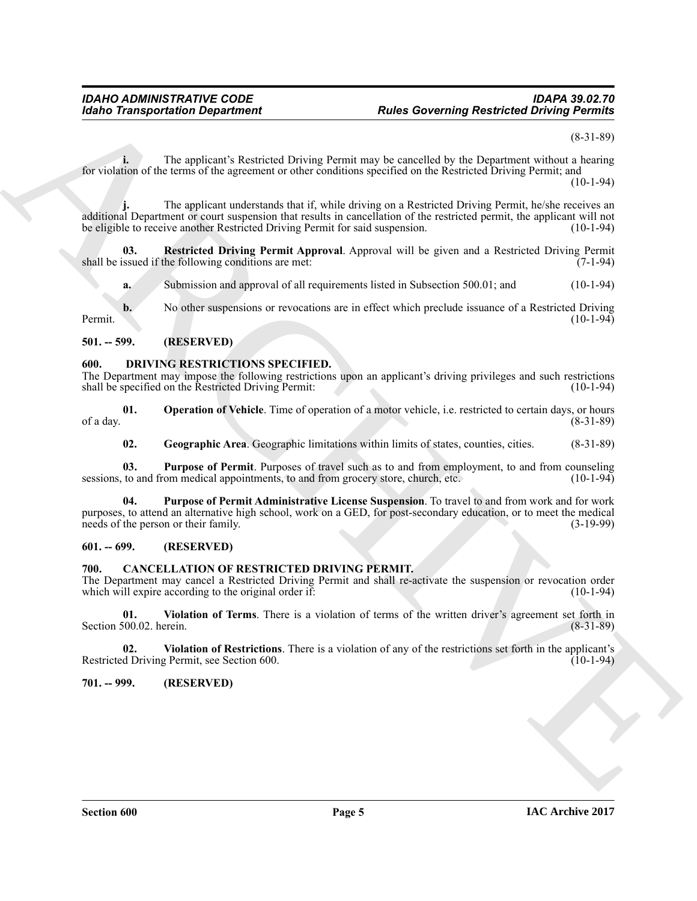(8-31-89)

**i.** The applicant's Restricted Driving Permit may be cancelled by the Department without a hearing for violation of the terms of the agreement or other conditions specified on the Restricted Driving Permit; and (10-1-94)

**j.** The applicant understands that if, while driving on a Restricted Driving Permit, he/she receives an additional Department or court suspension that results in cancellation of the restricted permit, the applicant will not be eligible to receive another Restricted Driving Permit for said suspension. (10-1-94)

**03. Restricted Driving Permit Approval**. Approval will be given and a Restricted Driving Permit shall be issued if the following conditions are met: (7-1-94)

**a.** Submission and approval of all requirements listed in Subsection 500.01; and (10-1-94)

**b.** No other suspensions or revocations are in effect which preclude issuance of a Restricted Driving Permit. (10-1-94)

## 501. -- 599. (RESERVED)

## 600. DRIVING RESTRICTIONS SPECIFIED.

The Department may impose the following restrictions upon an applicant's driving privileges and such restrictions shall be specified on the Restricted Driving Permit: (10-1-94)

**01. Operation of Vehicle**. Time of operation of a motor vehicle, i.e. restricted to certain days, or hours of a day. (8-31-89)

**02. Geographic Area**. Geographic limitations within limits of states, counties, cities. (8-31-89)

**03. Purpose of Permit**. Purposes of travel such as to and from employment, to and from counseling sessions, to and from medical appointments, to and from grocery store, church, etc. (10-1-94)

**04. Purpose of Permit Administrative License Suspension**. To travel to and from work and for work purposes, to attend an alternative high school, work on a GED, for post-secondary education, or to meet the medical needs of the person or their family. (3-19-99)

## 601. -- 699. (RESERVED)

## 700. CANCELLATION OF RESTRICTED DRIVING PERMIT.

The Department may cancel a Restricted Driving Permit and shall re-activate the suspension or revocation order which will expire according to the original order if: (10-1-94)

**01. Violation of Terms**. There is a violation of terms of the written driver's agreement set forth in Section 500.02. herein. (8-31-89)

**02. Violation of Restrictions**. There is a violation of any of the restrictions set forth in the applicant's Restricted Driving Permit, see Section 600. (10-1-94)

## 701. -- 999. (RESERVED)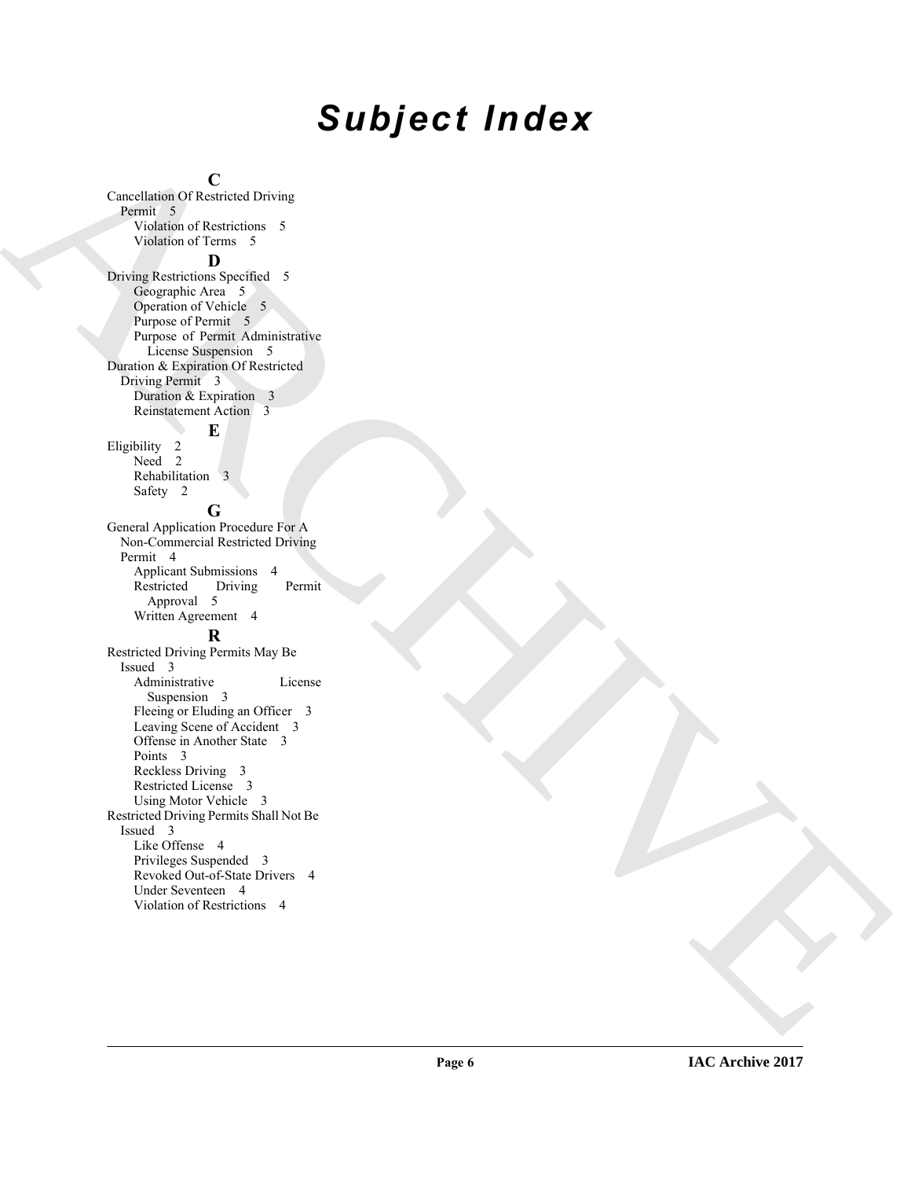# *Subject Index*

**C**

Cancellation Of Restricted Driving Permit 5
- Violation of Restrictions 5
- Violation of Terms 5

**D**

Driving Restrictions Specified 5
- Geographic Area 5
- Operation of Vehicle 5
- Purpose of Permit 5
- Purpose of Permit Administrative License Suspension 5

Duration & Expiration Of Restricted Driving Permit 3
- Duration & Expiration 3
- Reinstatement Action 3

**E**

Eligibility 2
- Need 2
- Rehabilitation 3
- Safety 2

**G**

General Application Procedure For A Non-Commercial Restricted Driving Permit 4
- Applicant Submissions 4
- Restricted Driving Permit Approval 5
- Written Agreement 4

**R**

Restricted Driving Permits May Be Issued 3
- Administrative License Suspension 3
- Fleeing or Eluding an Officer 3
- Leaving Scene of Accident 3
- Offense in Another State 3
- Points 3
- Reckless Driving 3
- Restricted License 3
- Using Motor Vehicle 3

Restricted Driving Permits Shall Not Be Issued 3
- Like Offense 4
- Privileges Suspended 3
- Revoked Out-of-State Drivers 4
- Under Seventeen 4
- Violation of Restrictions 4